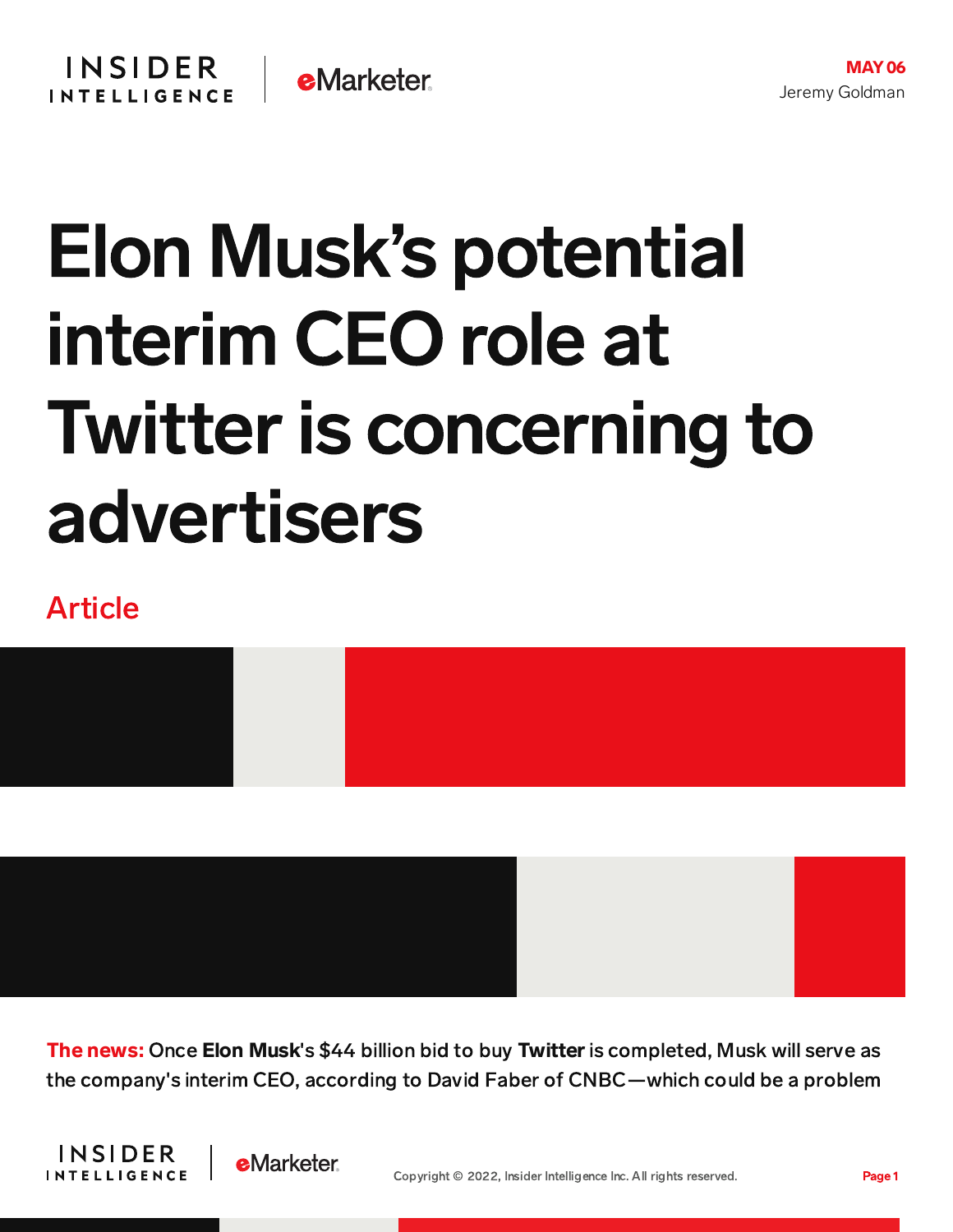MAY 06
Jeremy Goldman

# Elon Musk's potential interim CEO role at Twitter is concerning to advertisers

Article

**The news:** Once **Elon Musk**'s $44 billion bid to buy **Twitter** is completed, Musk will serve as the company's interim CEO, according to David Faber of CNBC—which could be a problem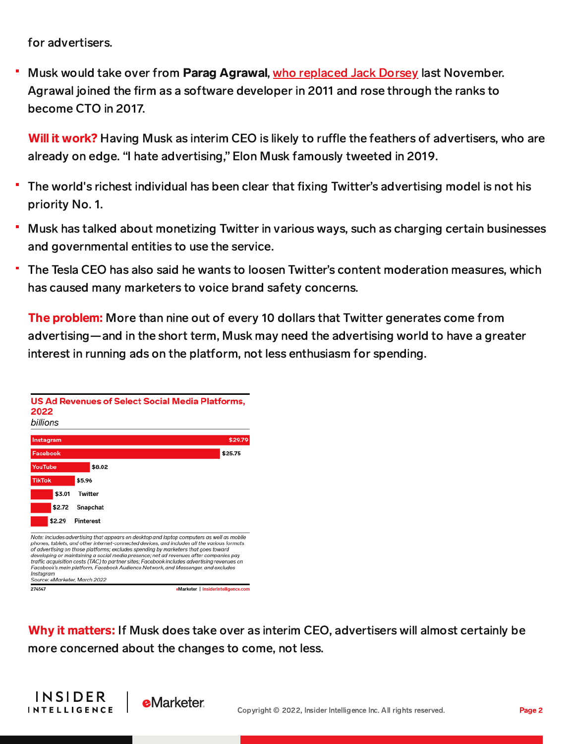for advertisers.

- Musk would take over from **Parag Agrawal**, who replaced Jack Dorsey last November. Agrawal joined the firm as a software developer in 2011 and rose through the ranks to become CTO in 2017.

**Will it work?** Having Musk as interim CEO is likely to ruffle the feathers of advertisers, who are already on edge. "I hate advertising," Elon Musk famously tweeted in 2019.

- The world's richest individual has been clear that fixing Twitter's advertising model is not his priority No. 1.
- Musk has talked about monetizing Twitter in various ways, such as charging certain businesses and governmental entities to use the service.
- The Tesla CEO has also said he wants to loosen Twitter's content moderation measures, which has caused many marketers to voice brand safety concerns.

**The problem:** More than nine out of every 10 dollars that Twitter generates come from advertising—and in the short term, Musk may need the advertising world to have a greater interest in running ads on the platform, not less enthusiasm for spending.

**US Ad Revenues of Select Social Media Platforms, 2022**
*billions*

Instagram $29.79
Facebook $25.75
YouTube $8.02
TikTok $5.96
$3.01 Twitter
$2.72 Snapchat
$2.29 Pinterest

*Note: includes advertising that appears on desktop and laptop computers as well as mobile phones, tablets, and other internet-connected devices, and includes all the various formats of advertising on those platforms; excludes spending by marketers that goes toward developing or maintaining a social media presence; net ad revenues after companies pay traffic acquisition costs (TAC) to partner sites; Facebook includes advertising revenues on Facebook's main platform, Facebook Audience Network, and Messenger, and excludes Instagram*
*Source: eMarketer, March 2022*

274547 eMarketer | InsiderIntelligence.com

**Why it matters:** If Musk does take over as interim CEO, advertisers will almost certainly be more concerned about the changes to come, not less.